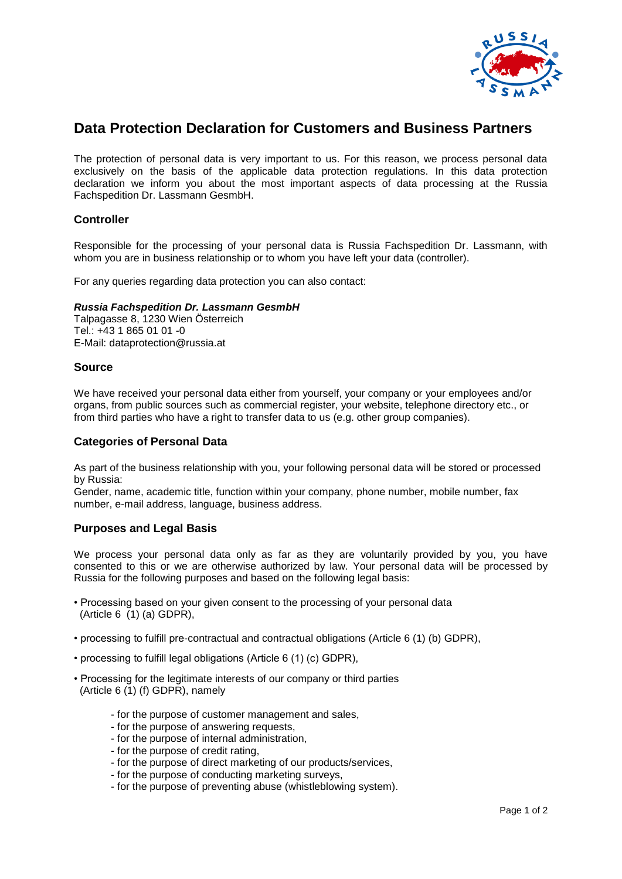# Data Protection Declaration for Customers and Business Partners

The protection of personal data is very important to us. For this reason, we process personal data exclusively on the basis of the applicable data protection regulations. In this data protection declaration we inform you about the most important aspects of data processing at the Russia Fachspedition Dr. Lassmann GesmbH.

## Controller

Responsible for the processing of your personal data is Russia Fachspedition Dr. Lassmann, with whom you are in business relationship or to whom you have left your data (controller).

For any queries regarding data protection you can also contact:

***Russia Fachspedition Dr. Lassmann GesmbH***
Talpagasse 8, 1230 Wien Österreich
Tel.: +43 1 865 01 01 -0
E-Mail: dataprotection@russia.at

## Source

We have received your personal data either from yourself, your company or your employees and/or organs, from public sources such as commercial register, your website, telephone directory etc., or from third parties who have a right to transfer data to us (e.g. other group companies).

## Categories of Personal Data

As part of the business relationship with you, your following personal data will be stored or processed by Russia:
Gender, name, academic title, function within your company, phone number, mobile number, fax number, e-mail address, language, business address.

## Purposes and Legal Basis

We process your personal data only as far as they are voluntarily provided by you, you have consented to this or we are otherwise authorized by law. Your personal data will be processed by Russia for the following purposes and based on the following legal basis:

- Processing based on your given consent to the processing of your personal data (Article 6 (1) (a) GDPR),
- processing to fulfill pre-contractual and contractual obligations (Article 6 (1) (b) GDPR),
- processing to fulfill legal obligations (Article 6 (1) (c) GDPR),
- Processing for the legitimate interests of our company or third parties (Article 6 (1) (f) GDPR), namely
  - for the purpose of customer management and sales,
  - for the purpose of answering requests,
  - for the purpose of internal administration,
  - for the purpose of credit rating,
  - for the purpose of direct marketing of our products/services,
  - for the purpose of conducting marketing surveys,
  - for the purpose of preventing abuse (whistleblowing system).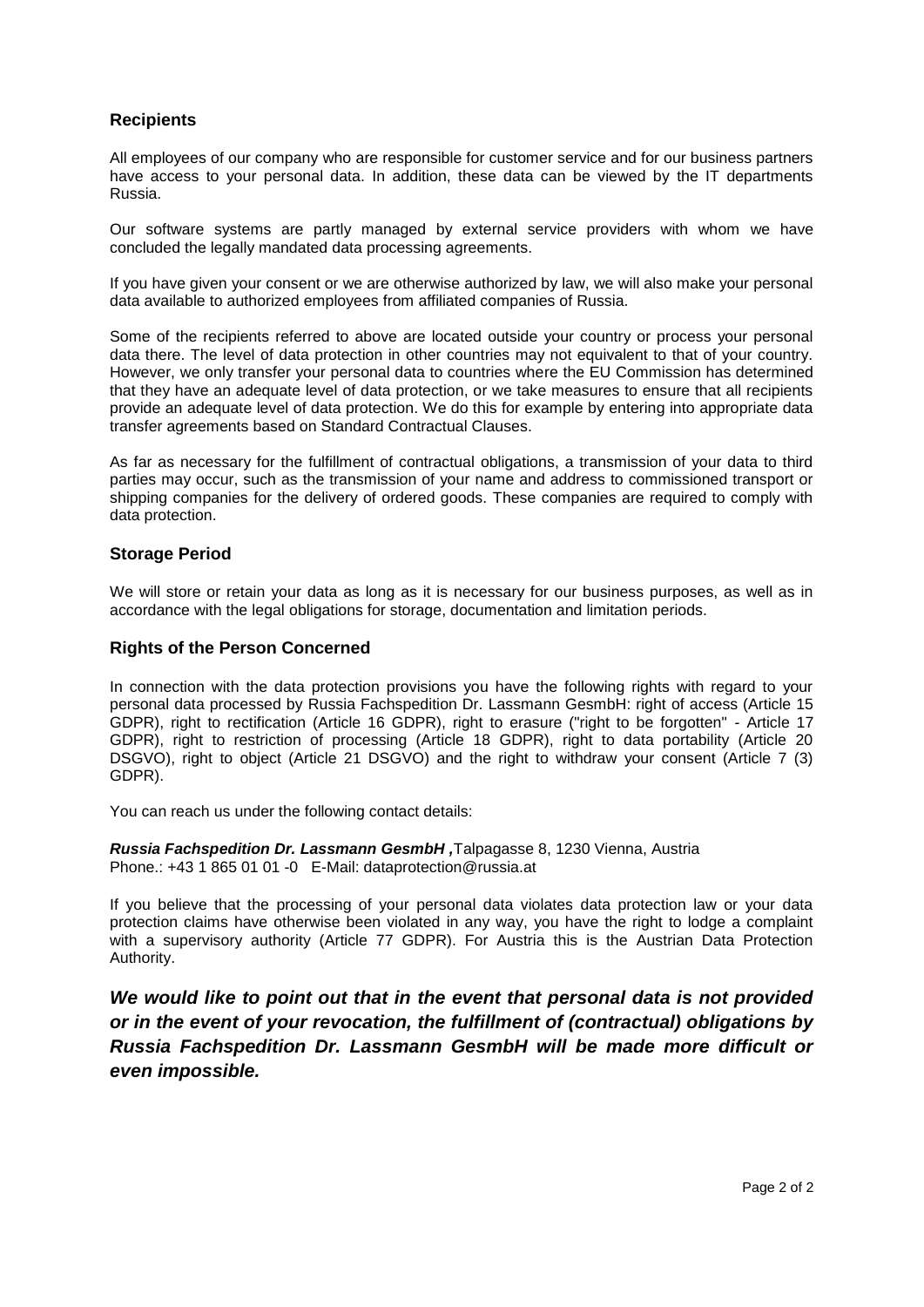## Recipients

All employees of our company who are responsible for customer service and for our business partners have access to your personal data. In addition, these data can be viewed by the IT departments Russia.

Our software systems are partly managed by external service providers with whom we have concluded the legally mandated data processing agreements.

If you have given your consent or we are otherwise authorized by law, we will also make your personal data available to authorized employees from affiliated companies of Russia.

Some of the recipients referred to above are located outside your country or process your personal data there. The level of data protection in other countries may not equivalent to that of your country. However, we only transfer your personal data to countries where the EU Commission has determined that they have an adequate level of data protection, or we take measures to ensure that all recipients provide an adequate level of data protection. We do this for example by entering into appropriate data transfer agreements based on Standard Contractual Clauses.

As far as necessary for the fulfillment of contractual obligations, a transmission of your data to third parties may occur, such as the transmission of your name and address to commissioned transport or shipping companies for the delivery of ordered goods. These companies are required to comply with data protection.

## Storage Period

We will store or retain your data as long as it is necessary for our business purposes, as well as in accordance with the legal obligations for storage, documentation and limitation periods.

## Rights of the Person Concerned

In connection with the data protection provisions you have the following rights with regard to your personal data processed by Russia Fachspedition Dr. Lassmann GesmbH: right of access (Article 15 GDPR), right to rectification (Article 16 GDPR), right to erasure ("right to be forgotten" - Article 17 GDPR), right to restriction of processing (Article 18 GDPR), right to data portability (Article 20 DSGVO), right to object (Article 21 DSGVO) and the right to withdraw your consent (Article 7 (3) GDPR).

You can reach us under the following contact details:

***Russia Fachspedition Dr. Lassmann GesmbH ,***Talpagasse 8, 1230 Vienna, Austria
Phone.: +43 1 865 01 01 -0   E-Mail: dataprotection@russia.at

If you believe that the processing of your personal data violates data protection law or your data protection claims have otherwise been violated in any way, you have the right to lodge a complaint with a supervisory authority (Article 77 GDPR). For Austria this is the Austrian Data Protection Authority.

***We would like to point out that in the event that personal data is not provided or in the event of your revocation, the fulfillment of (contractual) obligations by Russia Fachspedition Dr. Lassmann GesmbH will be made more difficult or even impossible.***